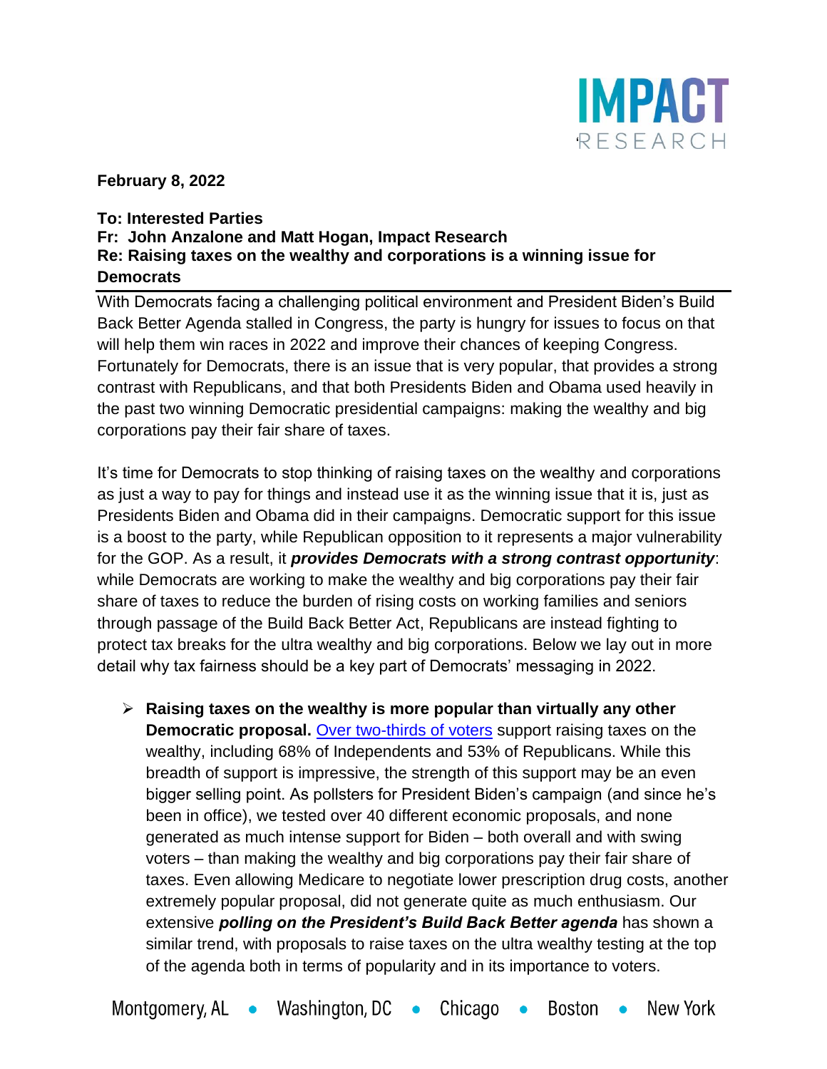**February 8, 2022**

**To: Interested Parties**
**Fr: John Anzalone and Matt Hogan, Impact Research**
**Re: Raising taxes on the wealthy and corporations is a winning issue for Democrats**

---

With Democrats facing a challenging political environment and President Biden's Build Back Better Agenda stalled in Congress, the party is hungry for issues to focus on that will help them win races in 2022 and improve their chances of keeping Congress. Fortunately for Democrats, there is an issue that is very popular, that provides a strong contrast with Republicans, and that both Presidents Biden and Obama used heavily in the past two winning Democratic presidential campaigns: making the wealthy and big corporations pay their fair share of taxes.

It's time for Democrats to stop thinking of raising taxes on the wealthy and corporations as just a way to pay for things and instead use it as the winning issue that it is, just as Presidents Biden and Obama did in their campaigns. Democratic support for this issue is a boost to the party, while Republican opposition to it represents a major vulnerability for the GOP. As a result, it ***provides Democrats with a strong contrast opportunity***: while Democrats are working to make the wealthy and big corporations pay their fair share of taxes to reduce the burden of rising costs on working families and seniors through passage of the Build Back Better Act, Republicans are instead fighting to protect tax breaks for the ultra wealthy and big corporations. Below we lay out in more detail why tax fairness should be a key part of Democrats' messaging in 2022.

- **Raising taxes on the wealthy is more popular than virtually any other Democratic proposal.** Over two-thirds of voters support raising taxes on the wealthy, including 68% of Independents and 53% of Republicans. While this breadth of support is impressive, the strength of this support may be an even bigger selling point. As pollsters for President Biden's campaign (and since he's been in office), we tested over 40 different economic proposals, and none generated as much intense support for Biden – both overall and with swing voters – than making the wealthy and big corporations pay their fair share of taxes. Even allowing Medicare to negotiate lower prescription drug costs, another extremely popular proposal, did not generate quite as much enthusiasm. Our extensive ***polling on the President's Build Back Better agenda*** has shown a similar trend, with proposals to raise taxes on the ultra wealthy testing at the top of the agenda both in terms of popularity and in its importance to voters.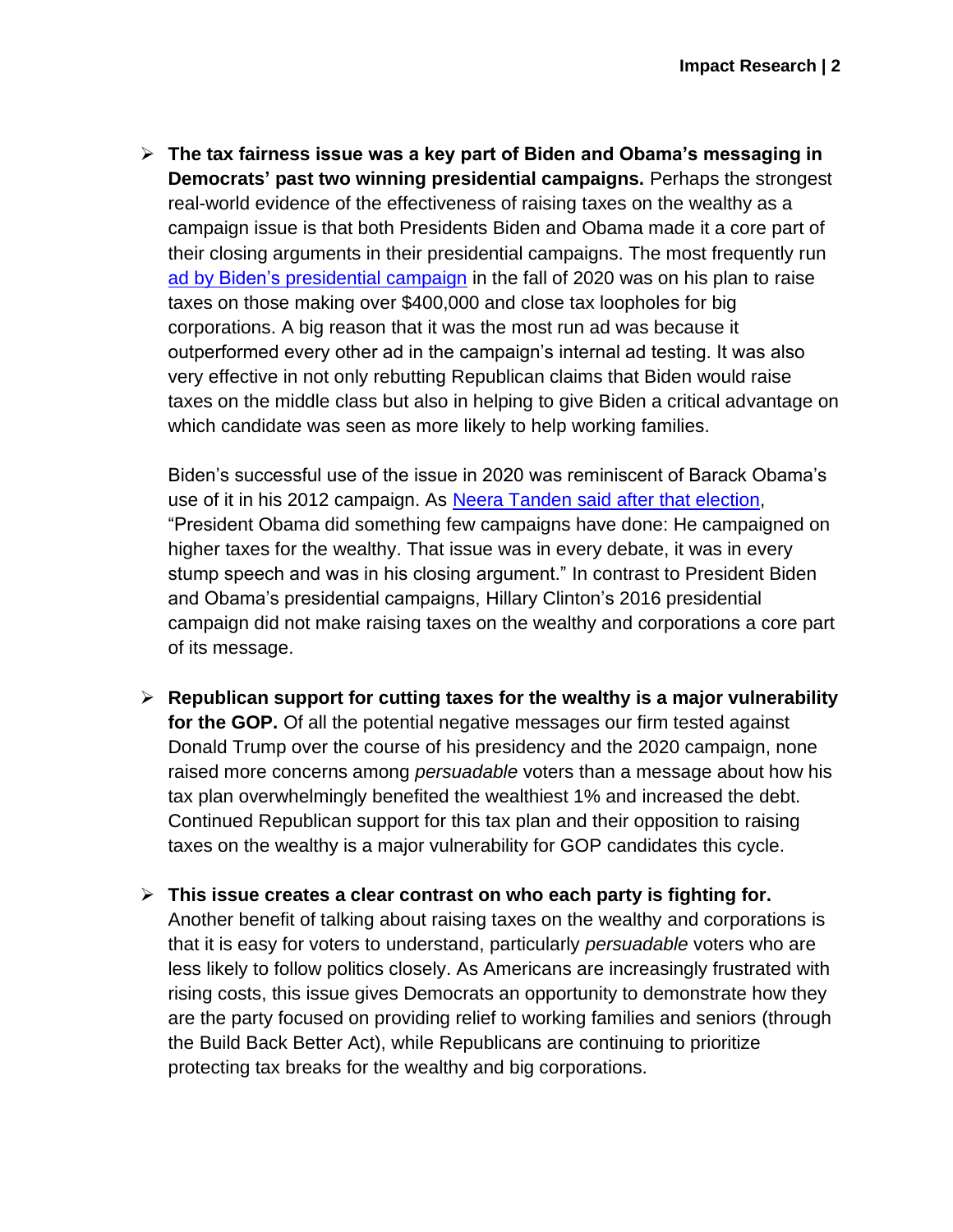- **The tax fairness issue was a key part of Biden and Obama's messaging in Democrats' past two winning presidential campaigns.** Perhaps the strongest real-world evidence of the effectiveness of raising taxes on the wealthy as a campaign issue is that both Presidents Biden and Obama made it a core part of their closing arguments in their presidential campaigns. The most frequently run ad by Biden's presidential campaign in the fall of 2020 was on his plan to raise taxes on those making over $400,000 and close tax loopholes for big corporations. A big reason that it was the most run ad was because it outperformed every other ad in the campaign's internal ad testing. It was also very effective in not only rebutting Republican claims that Biden would raise taxes on the middle class but also in helping to give Biden a critical advantage on which candidate was seen as more likely to help working families.

  Biden's successful use of the issue in 2020 was reminiscent of Barack Obama's use of it in his 2012 campaign. As Neera Tanden said after that election, "President Obama did something few campaigns have done: He campaigned on higher taxes for the wealthy. That issue was in every debate, it was in every stump speech and was in his closing argument." In contrast to President Biden and Obama's presidential campaigns, Hillary Clinton's 2016 presidential campaign did not make raising taxes on the wealthy and corporations a core part of its message.

- **Republican support for cutting taxes for the wealthy is a major vulnerability for the GOP.** Of all the potential negative messages our firm tested against Donald Trump over the course of his presidency and the 2020 campaign, none raised more concerns among *persuadable* voters than a message about how his tax plan overwhelmingly benefited the wealthiest 1% and increased the debt. Continued Republican support for this tax plan and their opposition to raising taxes on the wealthy is a major vulnerability for GOP candidates this cycle.

- **This issue creates a clear contrast on who each party is fighting for.** Another benefit of talking about raising taxes on the wealthy and corporations is that it is easy for voters to understand, particularly *persuadable* voters who are less likely to follow politics closely. As Americans are increasingly frustrated with rising costs, this issue gives Democrats an opportunity to demonstrate how they are the party focused on providing relief to working families and seniors (through the Build Back Better Act), while Republicans are continuing to prioritize protecting tax breaks for the wealthy and big corporations.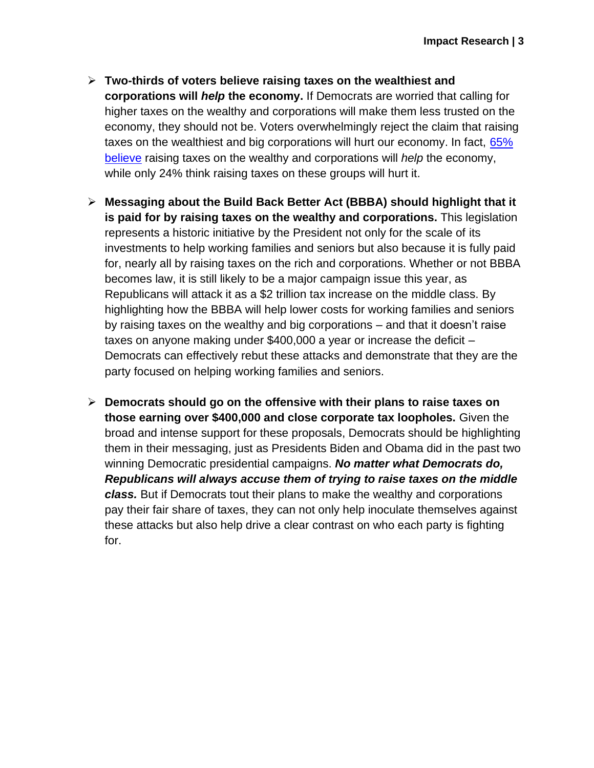- **Two-thirds of voters believe raising taxes on the wealthiest and corporations will *help* the economy.** If Democrats are worried that calling for higher taxes on the wealthy and corporations will make them less trusted on the economy, they should not be. Voters overwhelmingly reject the claim that raising taxes on the wealthiest and big corporations will hurt our economy. In fact, 65% believe raising taxes on the wealthy and corporations will *help* the economy, while only 24% think raising taxes on these groups will hurt it.

- **Messaging about the Build Back Better Act (BBBA) should highlight that it is paid for by raising taxes on the wealthy and corporations.** This legislation represents a historic initiative by the President not only for the scale of its investments to help working families and seniors but also because it is fully paid for, nearly all by raising taxes on the rich and corporations. Whether or not BBBA becomes law, it is still likely to be a major campaign issue this year, as Republicans will attack it as a $2 trillion tax increase on the middle class. By highlighting how the BBBA will help lower costs for working families and seniors by raising taxes on the wealthy and big corporations – and that it doesn't raise taxes on anyone making under $400,000 a year or increase the deficit – Democrats can effectively rebut these attacks and demonstrate that they are the party focused on helping working families and seniors.

- **Democrats should go on the offensive with their plans to raise taxes on those earning over $400,000 and close corporate tax loopholes.** Given the broad and intense support for these proposals, Democrats should be highlighting them in their messaging, just as Presidents Biden and Obama did in the past two winning Democratic presidential campaigns. ***No matter what Democrats do, Republicans will always accuse them of trying to raise taxes on the middle class.*** But if Democrats tout their plans to make the wealthy and corporations pay their fair share of taxes, they can not only help inoculate themselves against these attacks but also help drive a clear contrast on who each party is fighting for.